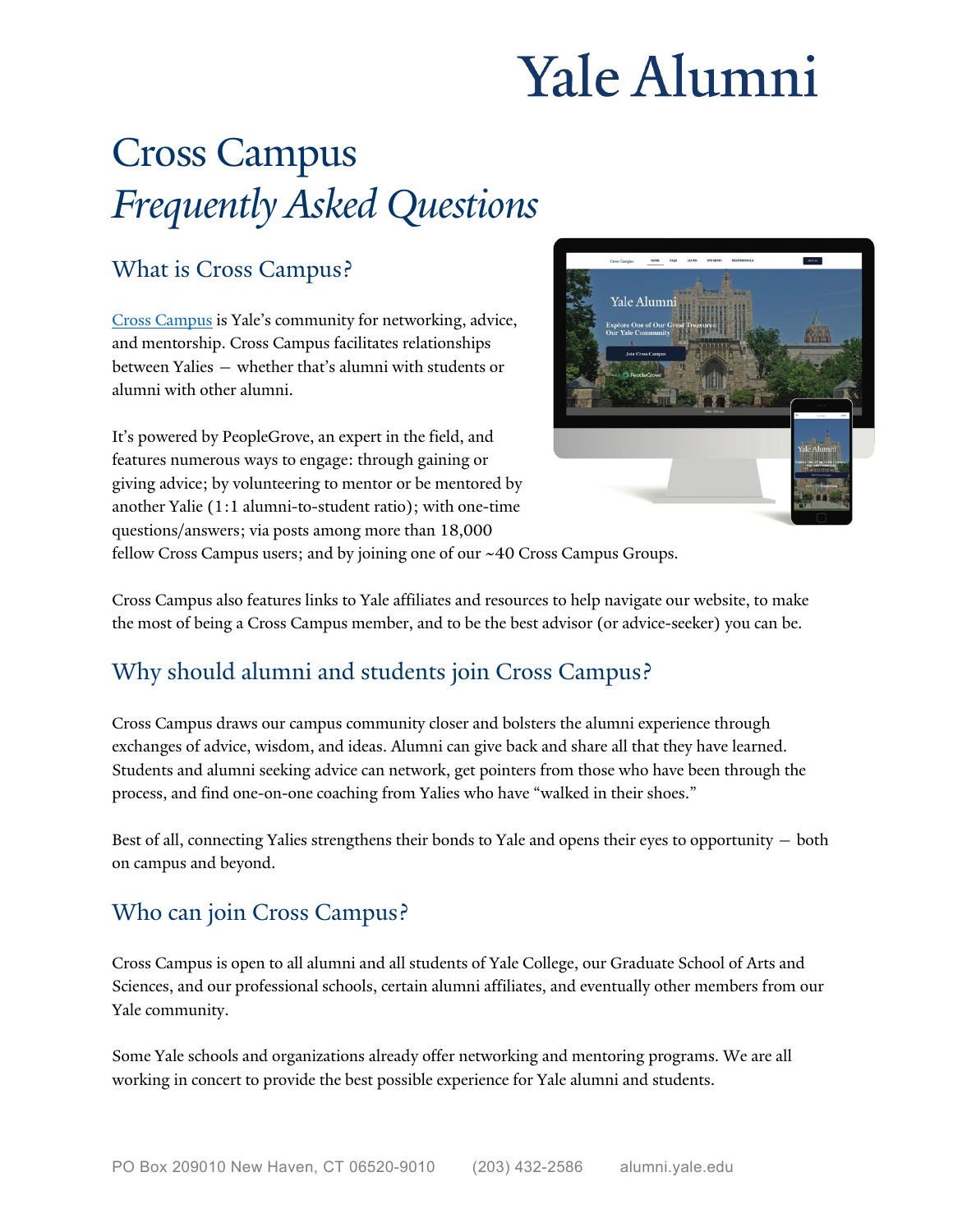# Yale Alumni

# Cross Campus
# *Frequently Asked Questions*

## What is Cross Campus?

[Cross Campus](#) is Yale's community for networking, advice, and mentorship. Cross Campus facilitates relationships between Yalies — whether that's alumni with students or alumni with other alumni.

It's powered by PeopleGrove, an expert in the field, and features numerous ways to engage: through gaining or giving advice; by volunteering to mentor or be mentored by another Yalie (1:1 alumni-to-student ratio); with one-time questions/answers; via posts among more than 18,000 fellow Cross Campus users; and by joining one of our ~40 Cross Campus Groups.

Cross Campus also features links to Yale affiliates and resources to help navigate our website, to make the most of being a Cross Campus member, and to be the best advisor (or advice-seeker) you can be.

## Why should alumni and students join Cross Campus?

Cross Campus draws our campus community closer and bolsters the alumni experience through exchanges of advice, wisdom, and ideas. Alumni can give back and share all that they have learned. Students and alumni seeking advice can network, get pointers from those who have been through the process, and find one-on-one coaching from Yalies who have "walked in their shoes."

Best of all, connecting Yalies strengthens their bonds to Yale and opens their eyes to opportunity — both on campus and beyond.

## Who can join Cross Campus?

Cross Campus is open to all alumni and all students of Yale College, our Graduate School of Arts and Sciences, and our professional schools, certain alumni affiliates, and eventually other members from our Yale community.

Some Yale schools and organizations already offer networking and mentoring programs. We are all working in concert to provide the best possible experience for Yale alumni and students.

PO Box 209010 New Haven, CT 06520-9010 (203) 432-2586 alumni.yale.edu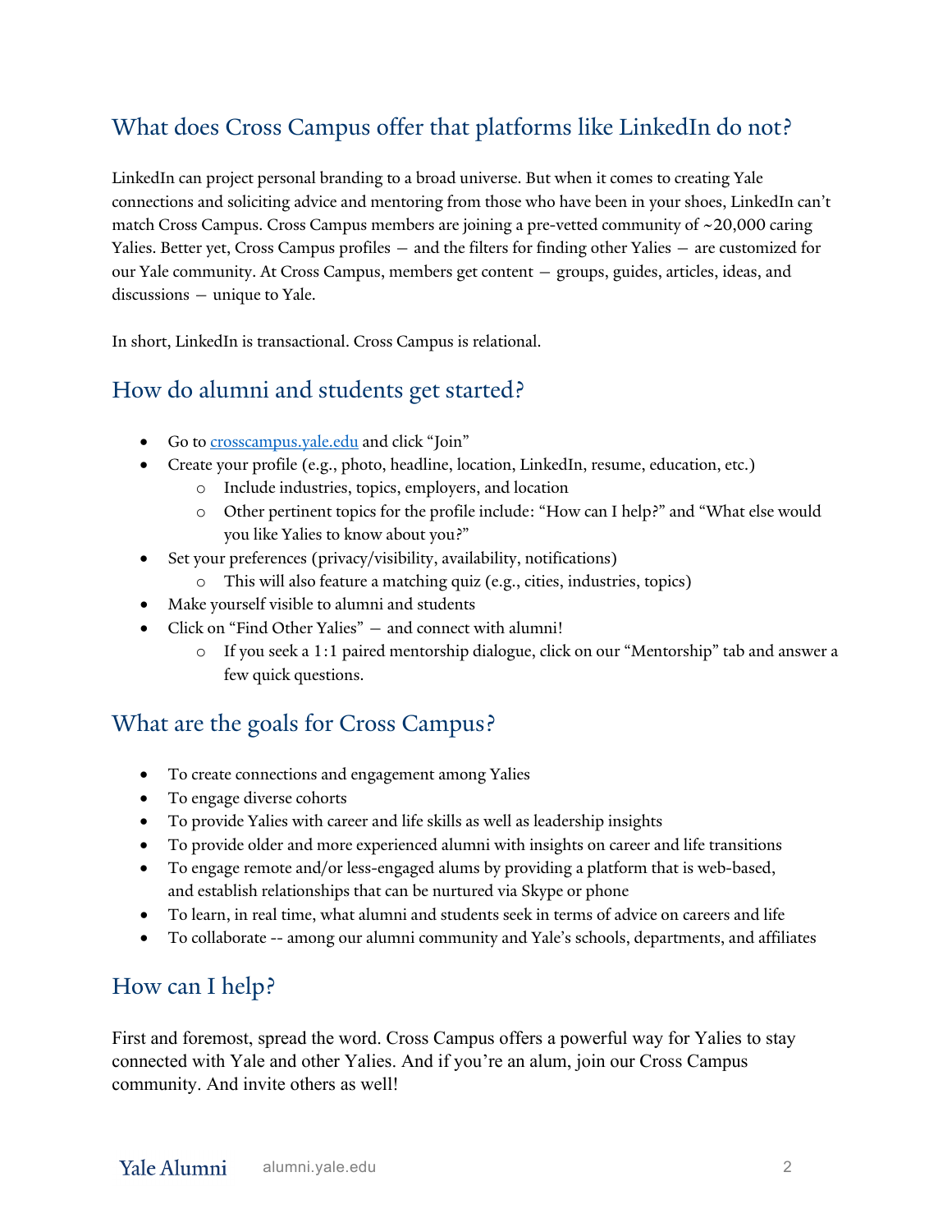## What does Cross Campus offer that platforms like LinkedIn do not?

LinkedIn can project personal branding to a broad universe. But when it comes to creating Yale connections and soliciting advice and mentoring from those who have been in your shoes, LinkedIn can't match Cross Campus. Cross Campus members are joining a pre-vetted community of ~20,000 caring Yalies. Better yet, Cross Campus profiles — and the filters for finding other Yalies — are customized for our Yale community. At Cross Campus, members get content — groups, guides, articles, ideas, and discussions — unique to Yale.

In short, LinkedIn is transactional. Cross Campus is relational.

## How do alumni and students get started?

- Go to [crosscampus.yale.edu](crosscampus.yale.edu) and click "Join"
- Create your profile (e.g., photo, headline, location, LinkedIn, resume, education, etc.)
  - Include industries, topics, employers, and location
  - Other pertinent topics for the profile include: "How can I help?" and "What else would you like Yalies to know about you?"
- Set your preferences (privacy/visibility, availability, notifications)
  - This will also feature a matching quiz (e.g., cities, industries, topics)
- Make yourself visible to alumni and students
- Click on "Find Other Yalies" — and connect with alumni!
  - If you seek a 1:1 paired mentorship dialogue, click on our "Mentorship" tab and answer a few quick questions.

## What are the goals for Cross Campus?

- To create connections and engagement among Yalies
- To engage diverse cohorts
- To provide Yalies with career and life skills as well as leadership insights
- To provide older and more experienced alumni with insights on career and life transitions
- To engage remote and/or less-engaged alums by providing a platform that is web-based, and establish relationships that can be nurtured via Skype or phone
- To learn, in real time, what alumni and students seek in terms of advice on careers and life
- To collaborate -- among our alumni community and Yale's schools, departments, and affiliates

## How can I help?

First and foremost, spread the word. Cross Campus offers a powerful way for Yalies to stay connected with Yale and other Yalies. And if you're an alum, join our Cross Campus community. And invite others as well!